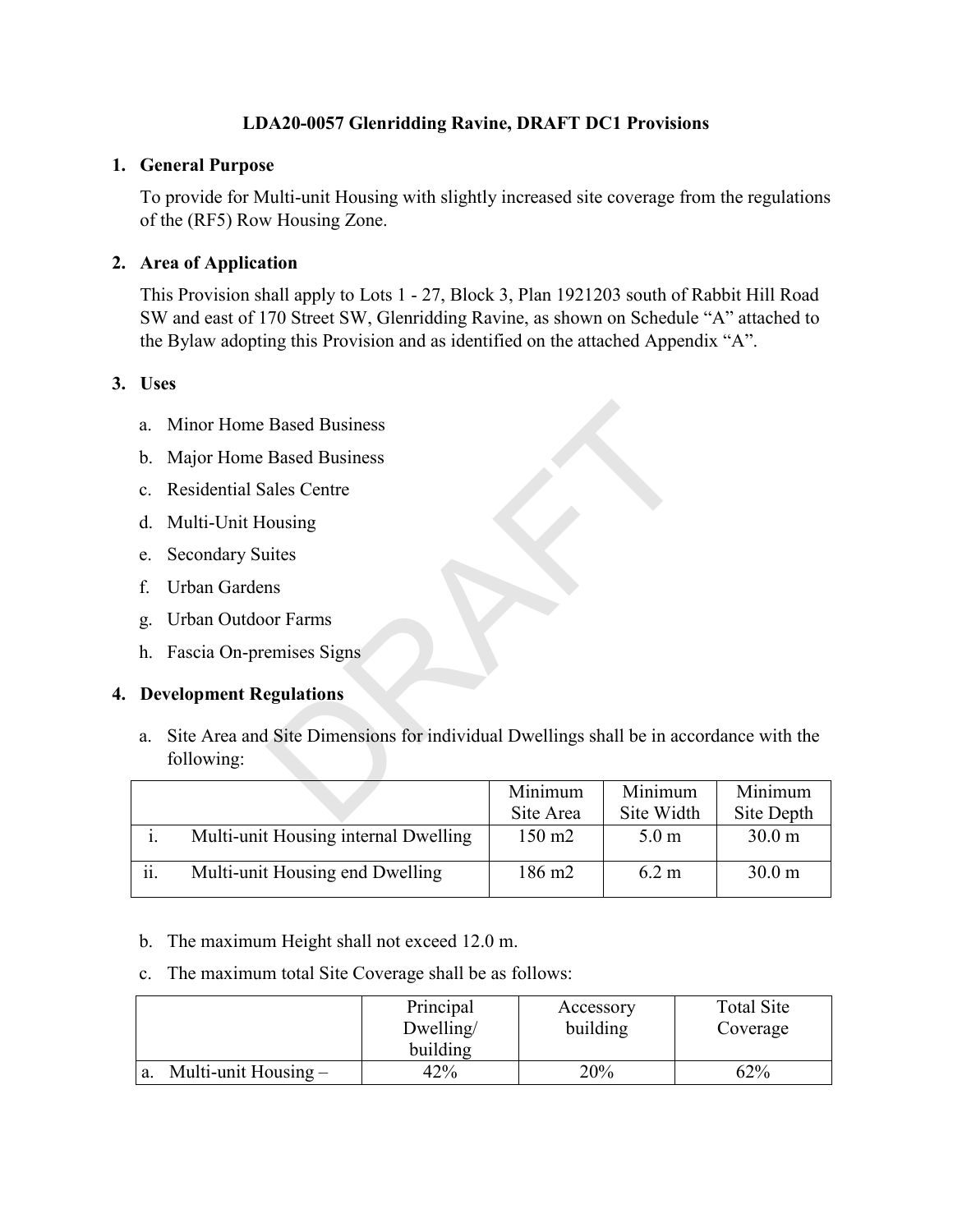**LDA20-0057 Glenridding Ravine, DRAFT DC1 Provisions**

**1. General Purpose**

To provide for Multi-unit Housing with slightly increased site coverage from the regulations of the (RF5) Row Housing Zone.

**2. Area of Application**

This Provision shall apply to Lots 1 - 27, Block 3, Plan 1921203 south of Rabbit Hill Road SW and east of 170 Street SW, Glenridding Ravine, as shown on Schedule "A" attached to the Bylaw adopting this Provision and as identified on the attached Appendix "A".

**3. Uses**

a. Minor Home Based Business

b. Major Home Based Business

c. Residential Sales Centre

d. Multi-Unit Housing

e. Secondary Suites

f. Urban Gardens

g. Urban Outdoor Farms

h. Fascia On-premises Signs

**4. Development Regulations**

a. Site Area and Site Dimensions for individual Dwellings shall be in accordance with the following:

| | | Minimum Site Area | Minimum Site Width | Minimum Site Depth |
|---|---|---|---|---|
| i. | Multi-unit Housing internal Dwelling | 150 m2 | 5.0 m | 30.0 m |
| ii. | Multi-unit Housing end Dwelling | 186 m2 | 6.2 m | 30.0 m |

b. The maximum Height shall not exceed 12.0 m.

c. The maximum total Site Coverage shall be as follows:

| | Principal Dwelling/ building | Accessory building | Total Site Coverage |
|---|---|---|---|
| a. Multi-unit Housing – | 42% | 20% | 62% |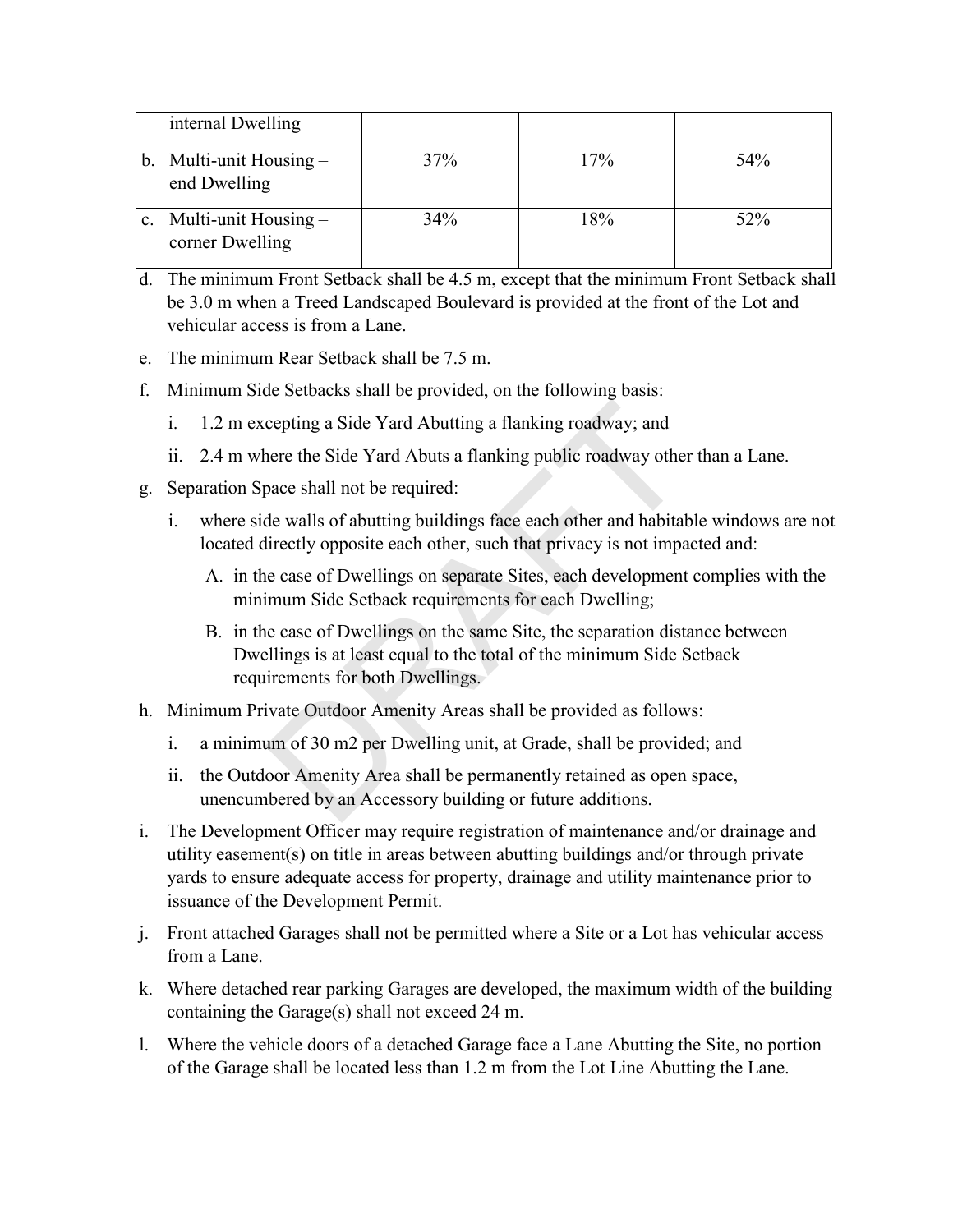| internal Dwelling | | | |
|---|---|---|---|
| b. Multi-unit Housing – end Dwelling | 37% | 17% | 54% |
| c. Multi-unit Housing – corner Dwelling | 34% | 18% | 52% |

d. The minimum Front Setback shall be 4.5 m, except that the minimum Front Setback shall be 3.0 m when a Treed Landscaped Boulevard is provided at the front of the Lot and vehicular access is from a Lane.

e. The minimum Rear Setback shall be 7.5 m.

f. Minimum Side Setbacks shall be provided, on the following basis:

   i. 1.2 m excepting a Side Yard Abutting a flanking roadway; and

   ii. 2.4 m where the Side Yard Abuts a flanking public roadway other than a Lane.

g. Separation Space shall not be required:

   i. where side walls of abutting buildings face each other and habitable windows are not located directly opposite each other, such that privacy is not impacted and:

      A. in the case of Dwellings on separate Sites, each development complies with the minimum Side Setback requirements for each Dwelling;

      B. in the case of Dwellings on the same Site, the separation distance between Dwellings is at least equal to the total of the minimum Side Setback requirements for both Dwellings.

h. Minimum Private Outdoor Amenity Areas shall be provided as follows:

   i. a minimum of 30 m2 per Dwelling unit, at Grade, shall be provided; and

   ii. the Outdoor Amenity Area shall be permanently retained as open space, unencumbered by an Accessory building or future additions.

i. The Development Officer may require registration of maintenance and/or drainage and utility easement(s) on title in areas between abutting buildings and/or through private yards to ensure adequate access for property, drainage and utility maintenance prior to issuance of the Development Permit.

j. Front attached Garages shall not be permitted where a Site or a Lot has vehicular access from a Lane.

k. Where detached rear parking Garages are developed, the maximum width of the building containing the Garage(s) shall not exceed 24 m.

l. Where the vehicle doors of a detached Garage face a Lane Abutting the Site, no portion of the Garage shall be located less than 1.2 m from the Lot Line Abutting the Lane.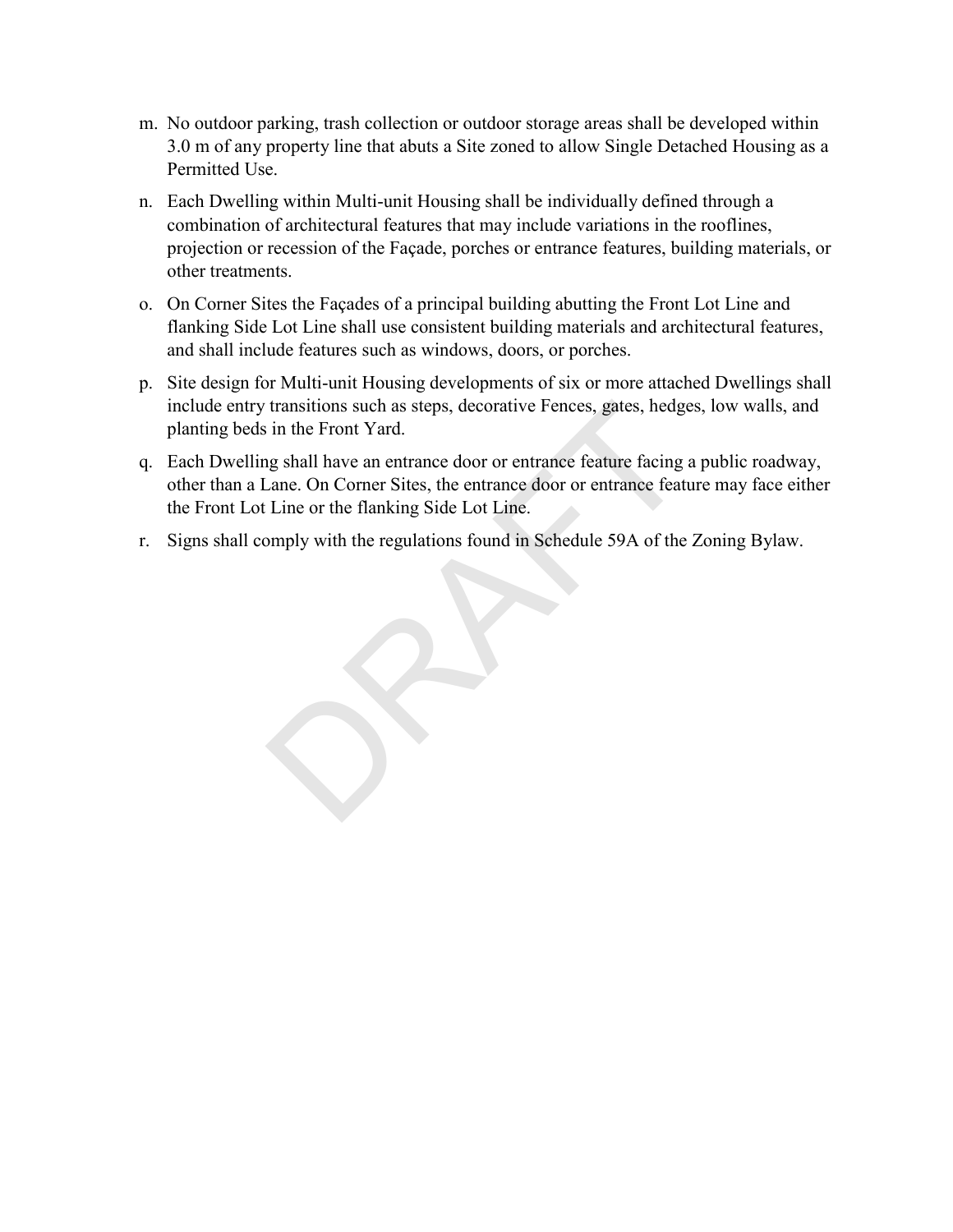m. No outdoor parking, trash collection or outdoor storage areas shall be developed within 3.0 m of any property line that abuts a Site zoned to allow Single Detached Housing as a Permitted Use.

n. Each Dwelling within Multi-unit Housing shall be individually defined through a combination of architectural features that may include variations in the rooflines, projection or recession of the Façade, porches or entrance features, building materials, or other treatments.

o. On Corner Sites the Façades of a principal building abutting the Front Lot Line and flanking Side Lot Line shall use consistent building materials and architectural features, and shall include features such as windows, doors, or porches.

p. Site design for Multi-unit Housing developments of six or more attached Dwellings shall include entry transitions such as steps, decorative Fences, gates, hedges, low walls, and planting beds in the Front Yard.

q. Each Dwelling shall have an entrance door or entrance feature facing a public roadway, other than a Lane. On Corner Sites, the entrance door or entrance feature may face either the Front Lot Line or the flanking Side Lot Line.

r. Signs shall comply with the regulations found in Schedule 59A of the Zoning Bylaw.